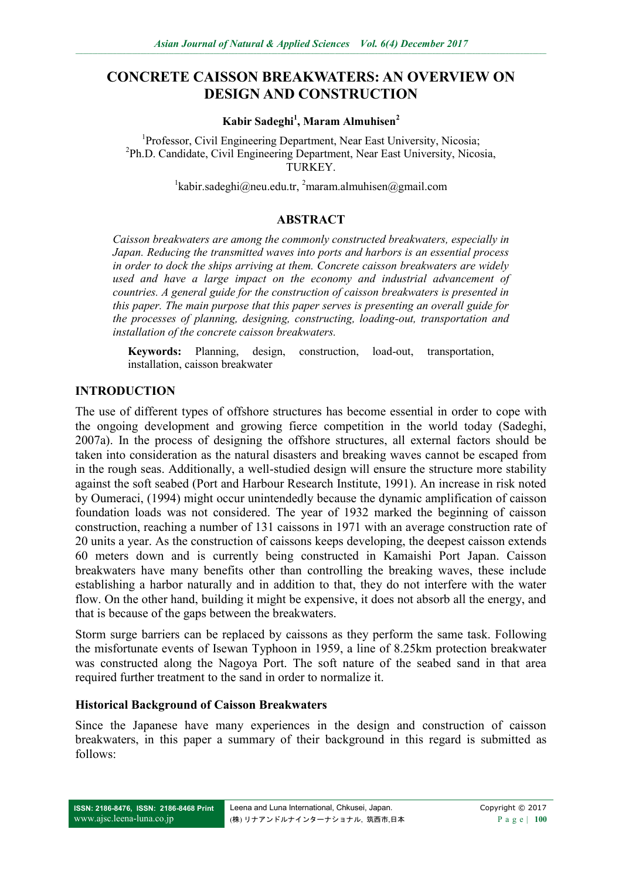# CONCRETE CAISSON BREAKWATERS: AN OVERVIEW ON DESIGN AND CONSTRUCTION

**Kabir Sadeghi[1], Maram Almuhisen[2]**

[1]Professor, Civil Engineering Department, Near East University, Nicosia;
[2]Ph.D. Candidate, Civil Engineering Department, Near East University, Nicosia, TURKEY.

[1]kabir.sadeghi@neu.edu.tr, [2]maram.almuhisen@gmail.com

## ABSTRACT

*Caisson breakwaters are among the commonly constructed breakwaters, especially in Japan. Reducing the transmitted waves into ports and harbors is an essential process in order to dock the ships arriving at them. Concrete caisson breakwaters are widely used and have a large impact on the economy and industrial advancement of countries. A general guide for the construction of caisson breakwaters is presented in this paper. The main purpose that this paper serves is presenting an overall guide for the processes of planning, designing, constructing, loading-out, transportation and installation of the concrete caisson breakwaters.*

**Keywords:** Planning, design, construction, load-out, transportation, installation, caisson breakwater

## INTRODUCTION

The use of different types of offshore structures has become essential in order to cope with the ongoing development and growing fierce competition in the world today (Sadeghi, 2007a). In the process of designing the offshore structures, all external factors should be taken into consideration as the natural disasters and breaking waves cannot be escaped from in the rough seas. Additionally, a well-studied design will ensure the structure more stability against the soft seabed (Port and Harbour Research Institute, 1991). An increase in risk noted by Oumeraci, (1994) might occur unintendedly because the dynamic amplification of caisson foundation loads was not considered. The year of 1932 marked the beginning of caisson construction, reaching a number of 131 caissons in 1971 with an average construction rate of 20 units a year. As the construction of caissons keeps developing, the deepest caisson extends 60 meters down and is currently being constructed in Kamaishi Port Japan. Caisson breakwaters have many benefits other than controlling the breaking waves, these include establishing a harbor naturally and in addition to that, they do not interfere with the water flow. On the other hand, building it might be expensive, it does not absorb all the energy, and that is because of the gaps between the breakwaters.

Storm surge barriers can be replaced by caissons as they perform the same task. Following the misfortunate events of Isewan Typhoon in 1959, a line of 8.25km protection breakwater was constructed along the Nagoya Port. The soft nature of the seabed sand in that area required further treatment to the sand in order to normalize it.

### Historical Background of Caisson Breakwaters

Since the Japanese have many experiences in the design and construction of caisson breakwaters, in this paper a summary of their background in this regard is submitted as follows: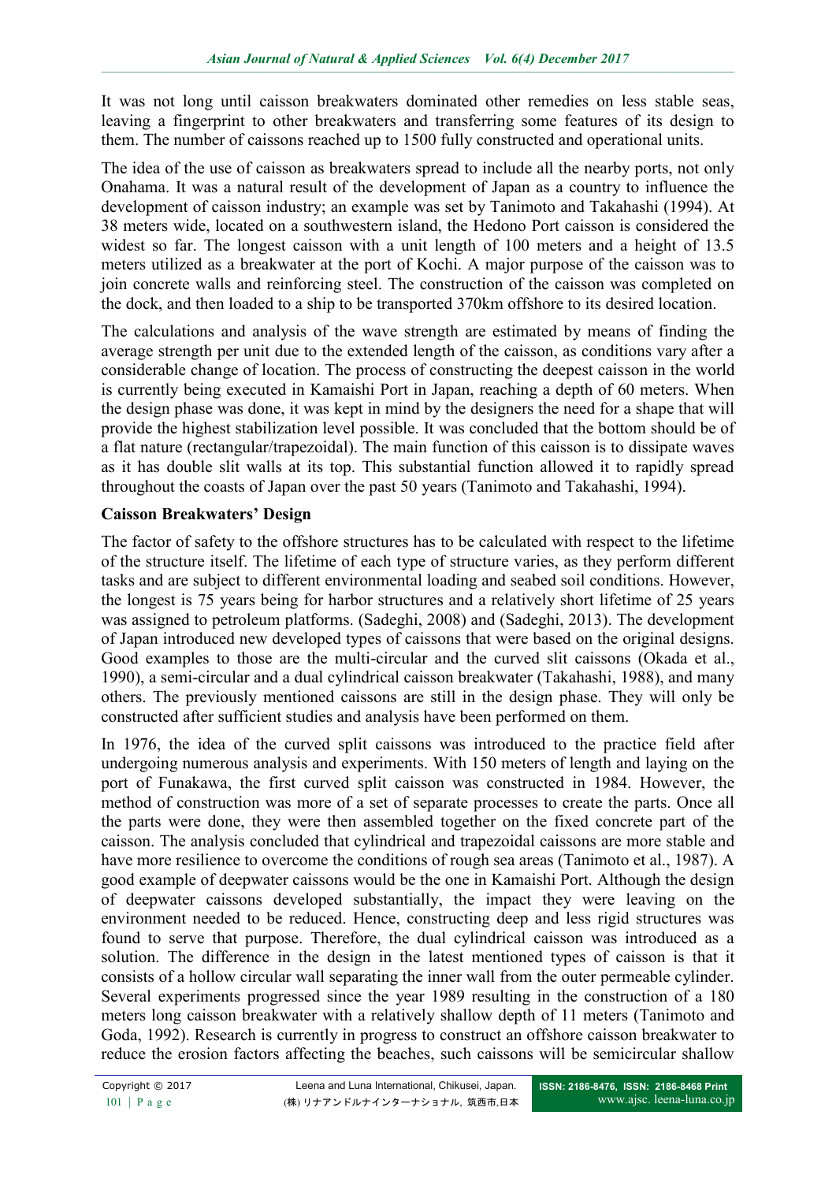It was not long until caisson breakwaters dominated other remedies on less stable seas, leaving a fingerprint to other breakwaters and transferring some features of its design to them. The number of caissons reached up to 1500 fully constructed and operational units.

The idea of the use of caisson as breakwaters spread to include all the nearby ports, not only Onahama. It was a natural result of the development of Japan as a country to influence the development of caisson industry; an example was set by Tanimoto and Takahashi (1994). At 38 meters wide, located on a southwestern island, the Hedono Port caisson is considered the widest so far. The longest caisson with a unit length of 100 meters and a height of 13.5 meters utilized as a breakwater at the port of Kochi. A major purpose of the caisson was to join concrete walls and reinforcing steel. The construction of the caisson was completed on the dock, and then loaded to a ship to be transported 370km offshore to its desired location.

The calculations and analysis of the wave strength are estimated by means of finding the average strength per unit due to the extended length of the caisson, as conditions vary after a considerable change of location. The process of constructing the deepest caisson in the world is currently being executed in Kamaishi Port in Japan, reaching a depth of 60 meters. When the design phase was done, it was kept in mind by the designers the need for a shape that will provide the highest stabilization level possible. It was concluded that the bottom should be of a flat nature (rectangular/trapezoidal). The main function of this caisson is to dissipate waves as it has double slit walls at its top. This substantial function allowed it to rapidly spread throughout the coasts of Japan over the past 50 years (Tanimoto and Takahashi, 1994).

**Caisson Breakwaters' Design**

The factor of safety to the offshore structures has to be calculated with respect to the lifetime of the structure itself. The lifetime of each type of structure varies, as they perform different tasks and are subject to different environmental loading and seabed soil conditions. However, the longest is 75 years being for harbor structures and a relatively short lifetime of 25 years was assigned to petroleum platforms. (Sadeghi, 2008) and (Sadeghi, 2013). The development of Japan introduced new developed types of caissons that were based on the original designs. Good examples to those are the multi-circular and the curved slit caissons (Okada et al., 1990), a semi-circular and a dual cylindrical caisson breakwater (Takahashi, 1988), and many others. The previously mentioned caissons are still in the design phase. They will only be constructed after sufficient studies and analysis have been performed on them.

In 1976, the idea of the curved split caissons was introduced to the practice field after undergoing numerous analysis and experiments. With 150 meters of length and laying on the port of Funakawa, the first curved split caisson was constructed in 1984. However, the method of construction was more of a set of separate processes to create the parts. Once all the parts were done, they were then assembled together on the fixed concrete part of the caisson. The analysis concluded that cylindrical and trapezoidal caissons are more stable and have more resilience to overcome the conditions of rough sea areas (Tanimoto et al., 1987). A good example of deepwater caissons would be the one in Kamaishi Port. Although the design of deepwater caissons developed substantially, the impact they were leaving on the environment needed to be reduced. Hence, constructing deep and less rigid structures was found to serve that purpose. Therefore, the dual cylindrical caisson was introduced as a solution. The difference in the design in the latest mentioned types of caisson is that it consists of a hollow circular wall separating the inner wall from the outer permeable cylinder. Several experiments progressed since the year 1989 resulting in the construction of a 180 meters long caisson breakwater with a relatively shallow depth of 11 meters (Tanimoto and Goda, 1992). Research is currently in progress to construct an offshore caisson breakwater to reduce the erosion factors affecting the beaches, such caissons will be semicircular shallow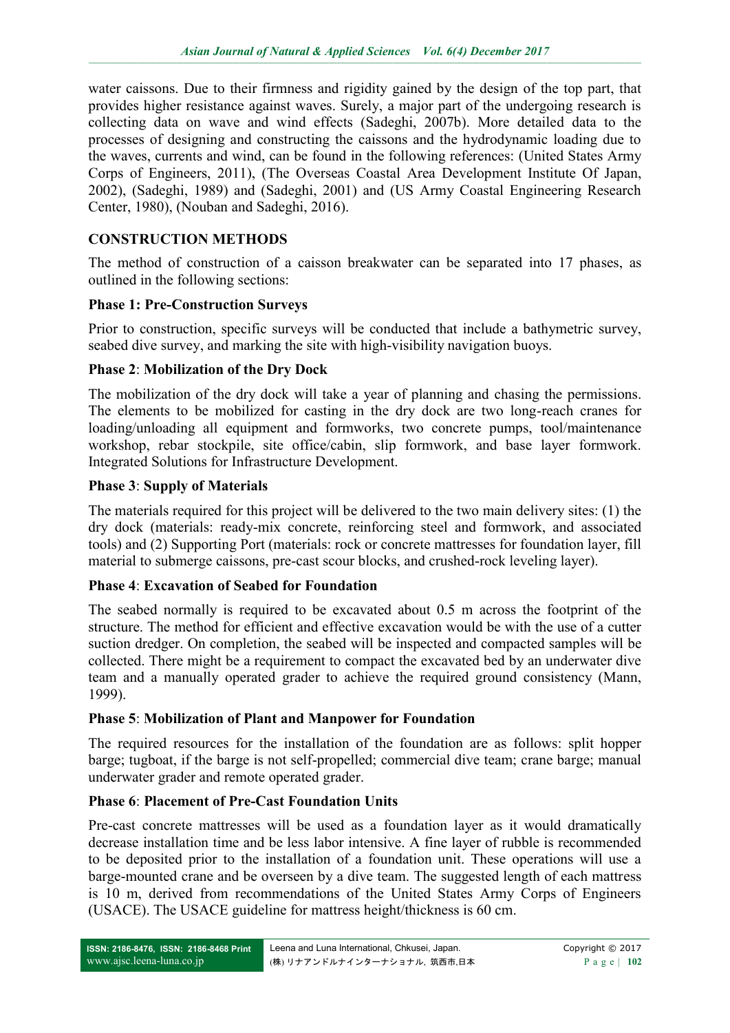water caissons. Due to their firmness and rigidity gained by the design of the top part, that provides higher resistance against waves. Surely, a major part of the undergoing research is collecting data on wave and wind effects (Sadeghi, 2007b). More detailed data to the processes of designing and constructing the caissons and the hydrodynamic loading due to the waves, currents and wind, can be found in the following references: (United States Army Corps of Engineers, 2011), (The Overseas Coastal Area Development Institute Of Japan, 2002), (Sadeghi, 1989) and (Sadeghi, 2001) and (US Army Coastal Engineering Research Center, 1980), (Nouban and Sadeghi, 2016).

## CONSTRUCTION METHODS

The method of construction of a caisson breakwater can be separated into 17 phases, as outlined in the following sections:

### Phase 1: Pre-Construction Surveys

Prior to construction, specific surveys will be conducted that include a bathymetric survey, seabed dive survey, and marking the site with high-visibility navigation buoys.

### Phase 2: Mobilization of the Dry Dock

The mobilization of the dry dock will take a year of planning and chasing the permissions. The elements to be mobilized for casting in the dry dock are two long-reach cranes for loading/unloading all equipment and formworks, two concrete pumps, tool/maintenance workshop, rebar stockpile, site office/cabin, slip formwork, and base layer formwork. Integrated Solutions for Infrastructure Development.

### Phase 3: Supply of Materials

The materials required for this project will be delivered to the two main delivery sites: (1) the dry dock (materials: ready-mix concrete, reinforcing steel and formwork, and associated tools) and (2) Supporting Port (materials: rock or concrete mattresses for foundation layer, fill material to submerge caissons, pre-cast scour blocks, and crushed-rock leveling layer).

### Phase 4: Excavation of Seabed for Foundation

The seabed normally is required to be excavated about 0.5 m across the footprint of the structure. The method for efficient and effective excavation would be with the use of a cutter suction dredger. On completion, the seabed will be inspected and compacted samples will be collected. There might be a requirement to compact the excavated bed by an underwater dive team and a manually operated grader to achieve the required ground consistency (Mann, 1999).

### Phase 5: Mobilization of Plant and Manpower for Foundation

The required resources for the installation of the foundation are as follows: split hopper barge; tugboat, if the barge is not self-propelled; commercial dive team; crane barge; manual underwater grader and remote operated grader.

### Phase 6: Placement of Pre-Cast Foundation Units

Pre-cast concrete mattresses will be used as a foundation layer as it would dramatically decrease installation time and be less labor intensive. A fine layer of rubble is recommended to be deposited prior to the installation of a foundation unit. These operations will use a barge-mounted crane and be overseen by a dive team. The suggested length of each mattress is 10 m, derived from recommendations of the United States Army Corps of Engineers (USACE). The USACE guideline for mattress height/thickness is 60 cm.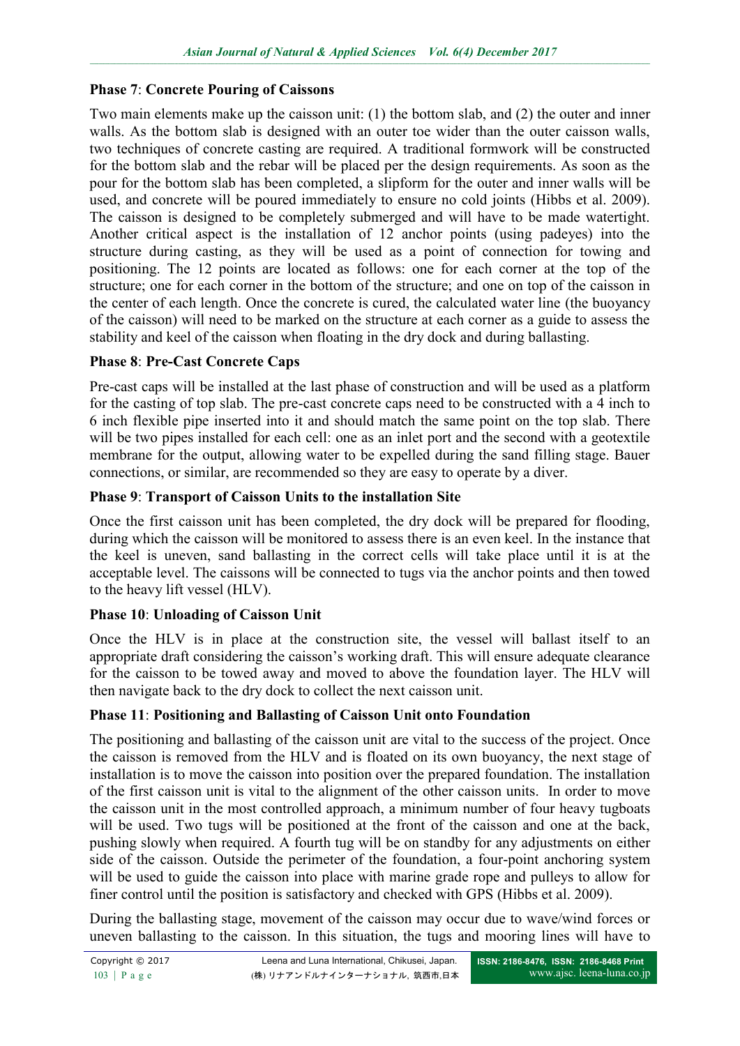**Phase 7**: **Concrete Pouring of Caissons**

Two main elements make up the caisson unit: (1) the bottom slab, and (2) the outer and inner walls. As the bottom slab is designed with an outer toe wider than the outer caisson walls, two techniques of concrete casting are required. A traditional formwork will be constructed for the bottom slab and the rebar will be placed per the design requirements. As soon as the pour for the bottom slab has been completed, a slipform for the outer and inner walls will be used, and concrete will be poured immediately to ensure no cold joints (Hibbs et al. 2009). The caisson is designed to be completely submerged and will have to be made watertight. Another critical aspect is the installation of 12 anchor points (using padeyes) into the structure during casting, as they will be used as a point of connection for towing and positioning. The 12 points are located as follows: one for each corner at the top of the structure; one for each corner in the bottom of the structure; and one on top of the caisson in the center of each length. Once the concrete is cured, the calculated water line (the buoyancy of the caisson) will need to be marked on the structure at each corner as a guide to assess the stability and keel of the caisson when floating in the dry dock and during ballasting.

**Phase 8**: **Pre-Cast Concrete Caps**

Pre-cast caps will be installed at the last phase of construction and will be used as a platform for the casting of top slab. The pre-cast concrete caps need to be constructed with a 4 inch to 6 inch flexible pipe inserted into it and should match the same point on the top slab. There will be two pipes installed for each cell: one as an inlet port and the second with a geotextile membrane for the output, allowing water to be expelled during the sand filling stage. Bauer connections, or similar, are recommended so they are easy to operate by a diver.

**Phase 9**: **Transport of Caisson Units to the installation Site**

Once the first caisson unit has been completed, the dry dock will be prepared for flooding, during which the caisson will be monitored to assess there is an even keel. In the instance that the keel is uneven, sand ballasting in the correct cells will take place until it is at the acceptable level. The caissons will be connected to tugs via the anchor points and then towed to the heavy lift vessel (HLV).

**Phase 10**: **Unloading of Caisson Unit**

Once the HLV is in place at the construction site, the vessel will ballast itself to an appropriate draft considering the caisson's working draft. This will ensure adequate clearance for the caisson to be towed away and moved to above the foundation layer. The HLV will then navigate back to the dry dock to collect the next caisson unit.

**Phase 11**: **Positioning and Ballasting of Caisson Unit onto Foundation**

The positioning and ballasting of the caisson unit are vital to the success of the project. Once the caisson is removed from the HLV and is floated on its own buoyancy, the next stage of installation is to move the caisson into position over the prepared foundation. The installation of the first caisson unit is vital to the alignment of the other caisson units. In order to move the caisson unit in the most controlled approach, a minimum number of four heavy tugboats will be used. Two tugs will be positioned at the front of the caisson and one at the back, pushing slowly when required. A fourth tug will be on standby for any adjustments on either side of the caisson. Outside the perimeter of the foundation, a four-point anchoring system will be used to guide the caisson into place with marine grade rope and pulleys to allow for finer control until the position is satisfactory and checked with GPS (Hibbs et al. 2009).

During the ballasting stage, movement of the caisson may occur due to wave/wind forces or uneven ballasting to the caisson. In this situation, the tugs and mooring lines will have to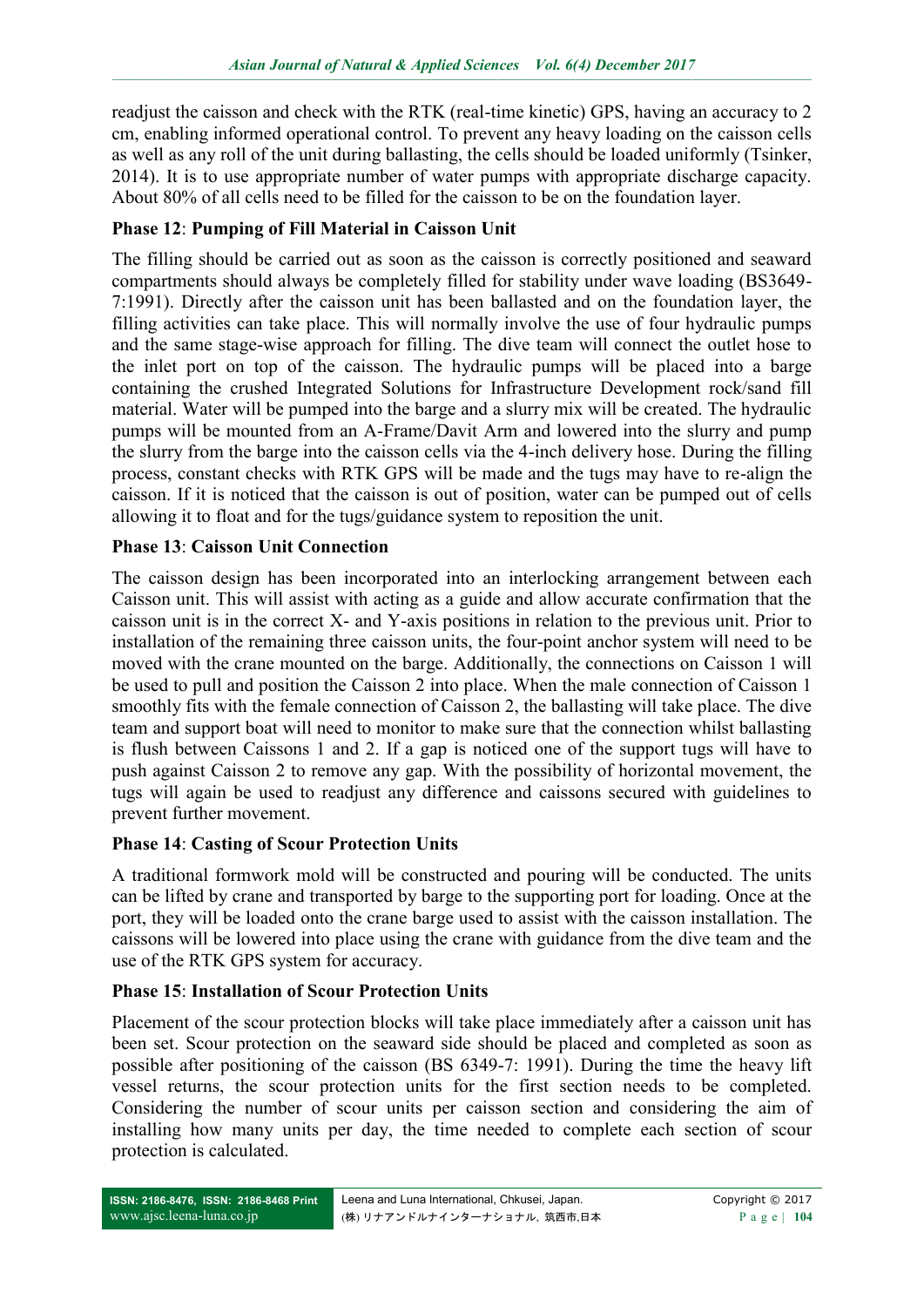readjust the caisson and check with the RTK (real-time kinetic) GPS, having an accuracy to 2 cm, enabling informed operational control. To prevent any heavy loading on the caisson cells as well as any roll of the unit during ballasting, the cells should be loaded uniformly (Tsinker, 2014). It is to use appropriate number of water pumps with appropriate discharge capacity. About 80% of all cells need to be filled for the caisson to be on the foundation layer.

**Phase 12**: **Pumping of Fill Material in Caisson Unit**

The filling should be carried out as soon as the caisson is correctly positioned and seaward compartments should always be completely filled for stability under wave loading (BS3649-7:1991). Directly after the caisson unit has been ballasted and on the foundation layer, the filling activities can take place. This will normally involve the use of four hydraulic pumps and the same stage-wise approach for filling. The dive team will connect the outlet hose to the inlet port on top of the caisson. The hydraulic pumps will be placed into a barge containing the crushed Integrated Solutions for Infrastructure Development rock/sand fill material. Water will be pumped into the barge and a slurry mix will be created. The hydraulic pumps will be mounted from an A-Frame/Davit Arm and lowered into the slurry and pump the slurry from the barge into the caisson cells via the 4-inch delivery hose. During the filling process, constant checks with RTK GPS will be made and the tugs may have to re-align the caisson. If it is noticed that the caisson is out of position, water can be pumped out of cells allowing it to float and for the tugs/guidance system to reposition the unit.

**Phase 13**: **Caisson Unit Connection**

The caisson design has been incorporated into an interlocking arrangement between each Caisson unit. This will assist with acting as a guide and allow accurate confirmation that the caisson unit is in the correct X- and Y-axis positions in relation to the previous unit. Prior to installation of the remaining three caisson units, the four-point anchor system will need to be moved with the crane mounted on the barge. Additionally, the connections on Caisson 1 will be used to pull and position the Caisson 2 into place. When the male connection of Caisson 1 smoothly fits with the female connection of Caisson 2, the ballasting will take place. The dive team and support boat will need to monitor to make sure that the connection whilst ballasting is flush between Caissons 1 and 2. If a gap is noticed one of the support tugs will have to push against Caisson 2 to remove any gap. With the possibility of horizontal movement, the tugs will again be used to readjust any difference and caissons secured with guidelines to prevent further movement.

**Phase 14**: **Casting of Scour Protection Units**

A traditional formwork mold will be constructed and pouring will be conducted. The units can be lifted by crane and transported by barge to the supporting port for loading. Once at the port, they will be loaded onto the crane barge used to assist with the caisson installation. The caissons will be lowered into place using the crane with guidance from the dive team and the use of the RTK GPS system for accuracy.

**Phase 15**: **Installation of Scour Protection Units**

Placement of the scour protection blocks will take place immediately after a caisson unit has been set. Scour protection on the seaward side should be placed and completed as soon as possible after positioning of the caisson (BS 6349-7: 1991). During the time the heavy lift vessel returns, the scour protection units for the first section needs to be completed. Considering the number of scour units per caisson section and considering the aim of installing how many units per day, the time needed to complete each section of scour protection is calculated.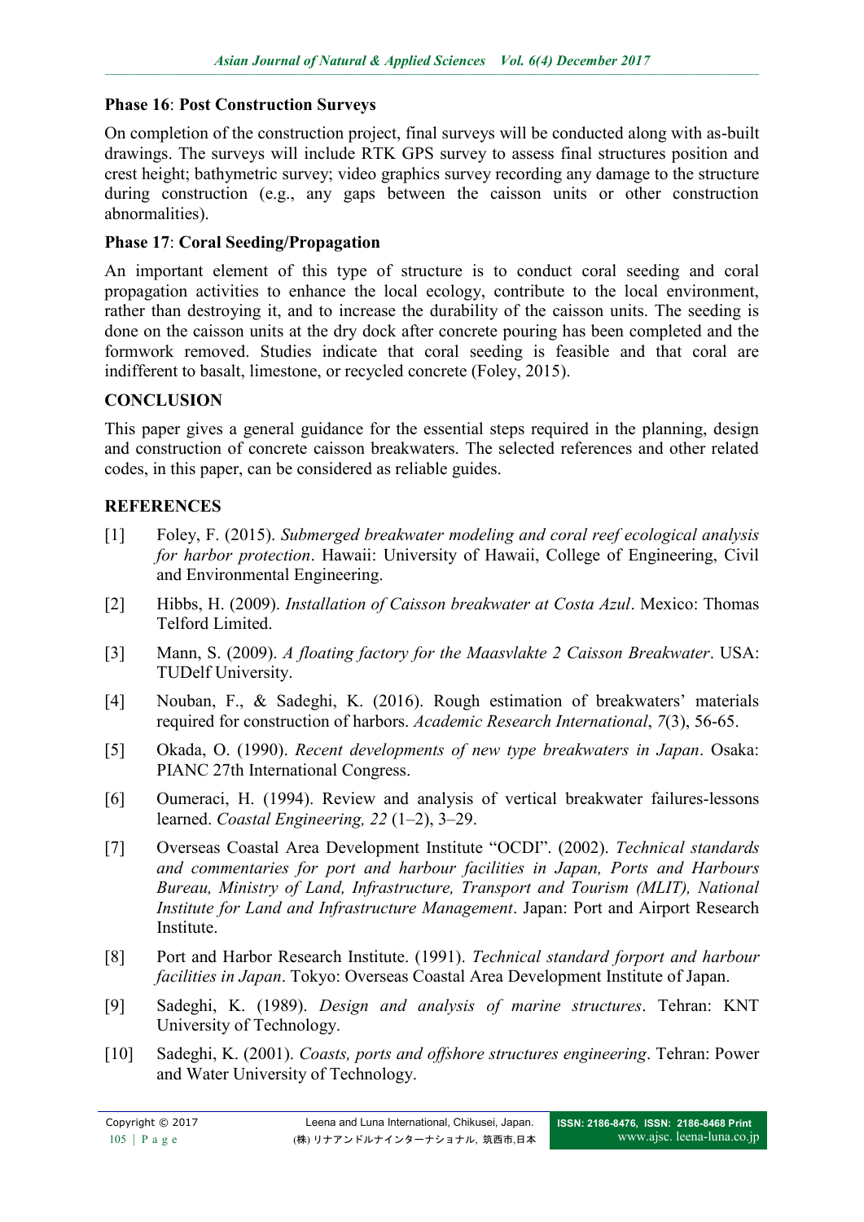**Phase 16**: **Post Construction Surveys**

On completion of the construction project, final surveys will be conducted along with as-built drawings. The surveys will include RTK GPS survey to assess final structures position and crest height; bathymetric survey; video graphics survey recording any damage to the structure during construction (e.g., any gaps between the caisson units or other construction abnormalities).

**Phase 17**: **Coral Seeding/Propagation**

An important element of this type of structure is to conduct coral seeding and coral propagation activities to enhance the local ecology, contribute to the local environment, rather than destroying it, and to increase the durability of the caisson units. The seeding is done on the caisson units at the dry dock after concrete pouring has been completed and the formwork removed. Studies indicate that coral seeding is feasible and that coral are indifferent to basalt, limestone, or recycled concrete (Foley, 2015).

## CONCLUSION

This paper gives a general guidance for the essential steps required in the planning, design and construction of concrete caisson breakwaters. The selected references and other related codes, in this paper, can be considered as reliable guides.

## REFERENCES

[1] Foley, F. (2015). *Submerged breakwater modeling and coral reef ecological analysis for harbor protection*. Hawaii: University of Hawaii, College of Engineering, Civil and Environmental Engineering.

[2] Hibbs, H. (2009). *Installation of Caisson breakwater at Costa Azul*. Mexico: Thomas Telford Limited.

[3] Mann, S. (2009). *A floating factory for the Maasvlakte 2 Caisson Breakwater*. USA: TUDelf University.

[4] Nouban, F., & Sadeghi, K. (2016). Rough estimation of breakwaters' materials required for construction of harbors. *Academic Research International*, *7*(3), 56-65.

[5] Okada, O. (1990). *Recent developments of new type breakwaters in Japan*. Osaka: PIANC 27th International Congress.

[6] Oumeraci, H. (1994). Review and analysis of vertical breakwater failures-lessons learned. *Coastal Engineering, 22* (1–2), 3–29.

[7] Overseas Coastal Area Development Institute "OCDI". (2002). *Technical standards and commentaries for port and harbour facilities in Japan, Ports and Harbours Bureau, Ministry of Land, Infrastructure, Transport and Tourism (MLIT), National Institute for Land and Infrastructure Management*. Japan: Port and Airport Research Institute.

[8] Port and Harbor Research Institute. (1991). *Technical standard forport and harbour facilities in Japan*. Tokyo: Overseas Coastal Area Development Institute of Japan.

[9] Sadeghi, K. (1989). *Design and analysis of marine structures*. Tehran: KNT University of Technology.

[10] Sadeghi, K. (2001). *Coasts, ports and offshore structures engineering*. Tehran: Power and Water University of Technology.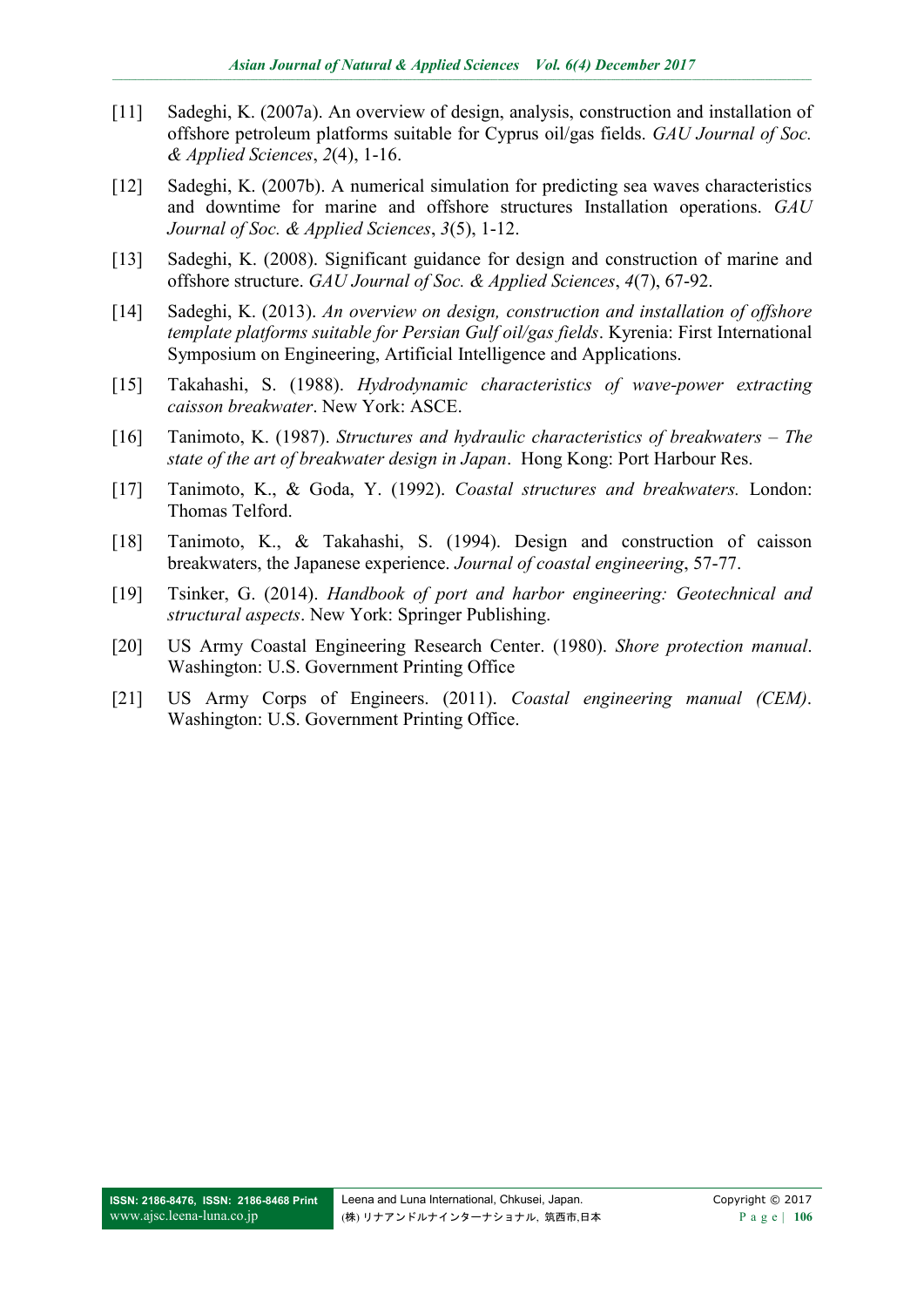[11] Sadeghi, K. (2007a). An overview of design, analysis, construction and installation of offshore petroleum platforms suitable for Cyprus oil/gas fields. *GAU Journal of Soc. & Applied Sciences*, *2*(4), 1-16.

[12] Sadeghi, K. (2007b). A numerical simulation for predicting sea waves characteristics and downtime for marine and offshore structures Installation operations. *GAU Journal of Soc. & Applied Sciences*, *3*(5), 1-12.

[13] Sadeghi, K. (2008). Significant guidance for design and construction of marine and offshore structure. *GAU Journal of Soc. & Applied Sciences*, *4*(7), 67-92.

[14] Sadeghi, K. (2013). *An overview on design, construction and installation of offshore template platforms suitable for Persian Gulf oil/gas fields*. Kyrenia: First International Symposium on Engineering, Artificial Intelligence and Applications.

[15] Takahashi, S. (1988). *Hydrodynamic characteristics of wave-power extracting caisson breakwater*. New York: ASCE.

[16] Tanimoto, K. (1987). *Structures and hydraulic characteristics of breakwaters – The state of the art of breakwater design in Japan*. Hong Kong: Port Harbour Res.

[17] Tanimoto, K., & Goda, Y. (1992). *Coastal structures and breakwaters.* London: Thomas Telford.

[18] Tanimoto, K., & Takahashi, S. (1994). Design and construction of caisson breakwaters, the Japanese experience. *Journal of coastal engineering*, 57-77.

[19] Tsinker, G. (2014). *Handbook of port and harbor engineering: Geotechnical and structural aspects*. New York: Springer Publishing.

[20] US Army Coastal Engineering Research Center. (1980). *Shore protection manual*. Washington: U.S. Government Printing Office

[21] US Army Corps of Engineers. (2011). *Coastal engineering manual (CEM)*. Washington: U.S. Government Printing Office.